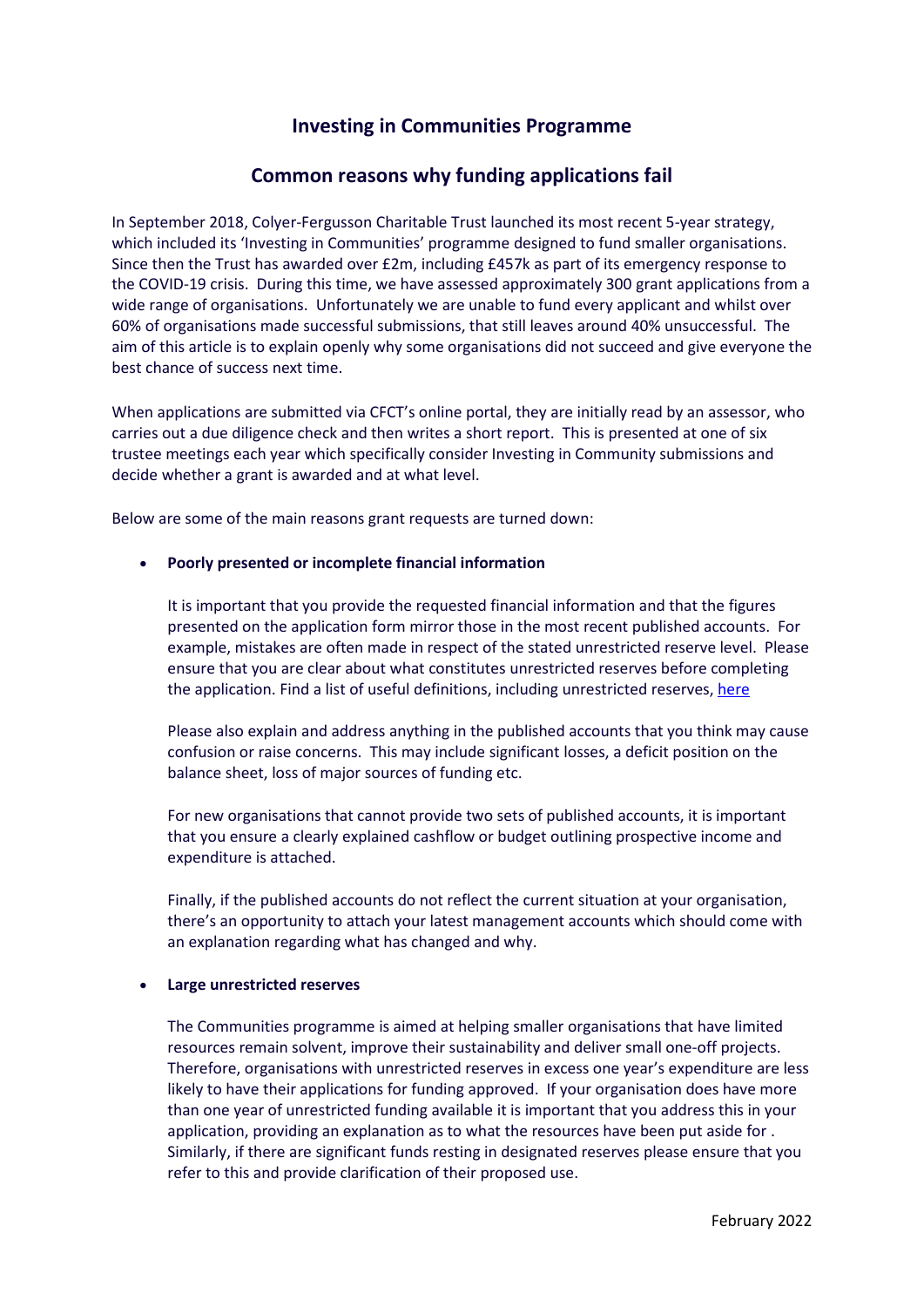# Investing in Communities Programme

## Common reasons why funding applications fail

In September 2018, Colyer-Fergusson Charitable Trust launched its most recent 5-year strategy, which included its 'Investing in Communities' programme designed to fund smaller organisations. Since then the Trust has awarded over £2m, including £457k as part of its emergency response to the COVID-19 crisis. During this time, we have assessed approximately 300 grant applications from a wide range of organisations. Unfortunately we are unable to fund every applicant and whilst over 60% of organisations made successful submissions, that still leaves around 40% unsuccessful. The aim of this article is to explain openly why some organisations did not succeed and give everyone the best chance of success next time.

When applications are submitted via CFCT's online portal, they are initially read by an assessor, who carries out a due diligence check and then writes a short report. This is presented at one of six trustee meetings each year which specifically consider Investing in Community submissions and decide whether a grant is awarded and at what level.

Below are some of the main reasons grant requests are turned down:

- **Poorly presented or incomplete financial information**

  It is important that you provide the requested financial information and that the figures presented on the application form mirror those in the most recent published accounts. For example, mistakes are often made in respect of the stated unrestricted reserve level. Please ensure that you are clear about what constitutes unrestricted reserves before completing the application. Find a list of useful definitions, including unrestricted reserves, here

  Please also explain and address anything in the published accounts that you think may cause confusion or raise concerns. This may include significant losses, a deficit position on the balance sheet, loss of major sources of funding etc.

  For new organisations that cannot provide two sets of published accounts, it is important that you ensure a clearly explained cashflow or budget outlining prospective income and expenditure is attached.

  Finally, if the published accounts do not reflect the current situation at your organisation, there's an opportunity to attach your latest management accounts which should come with an explanation regarding what has changed and why.

- **Large unrestricted reserves**

  The Communities programme is aimed at helping smaller organisations that have limited resources remain solvent, improve their sustainability and deliver small one-off projects. Therefore, organisations with unrestricted reserves in excess one year's expenditure are less likely to have their applications for funding approved. If your organisation does have more than one year of unrestricted funding available it is important that you address this in your application, providing an explanation as to what the resources have been put aside for . Similarly, if there are significant funds resting in designated reserves please ensure that you refer to this and provide clarification of their proposed use.

February 2022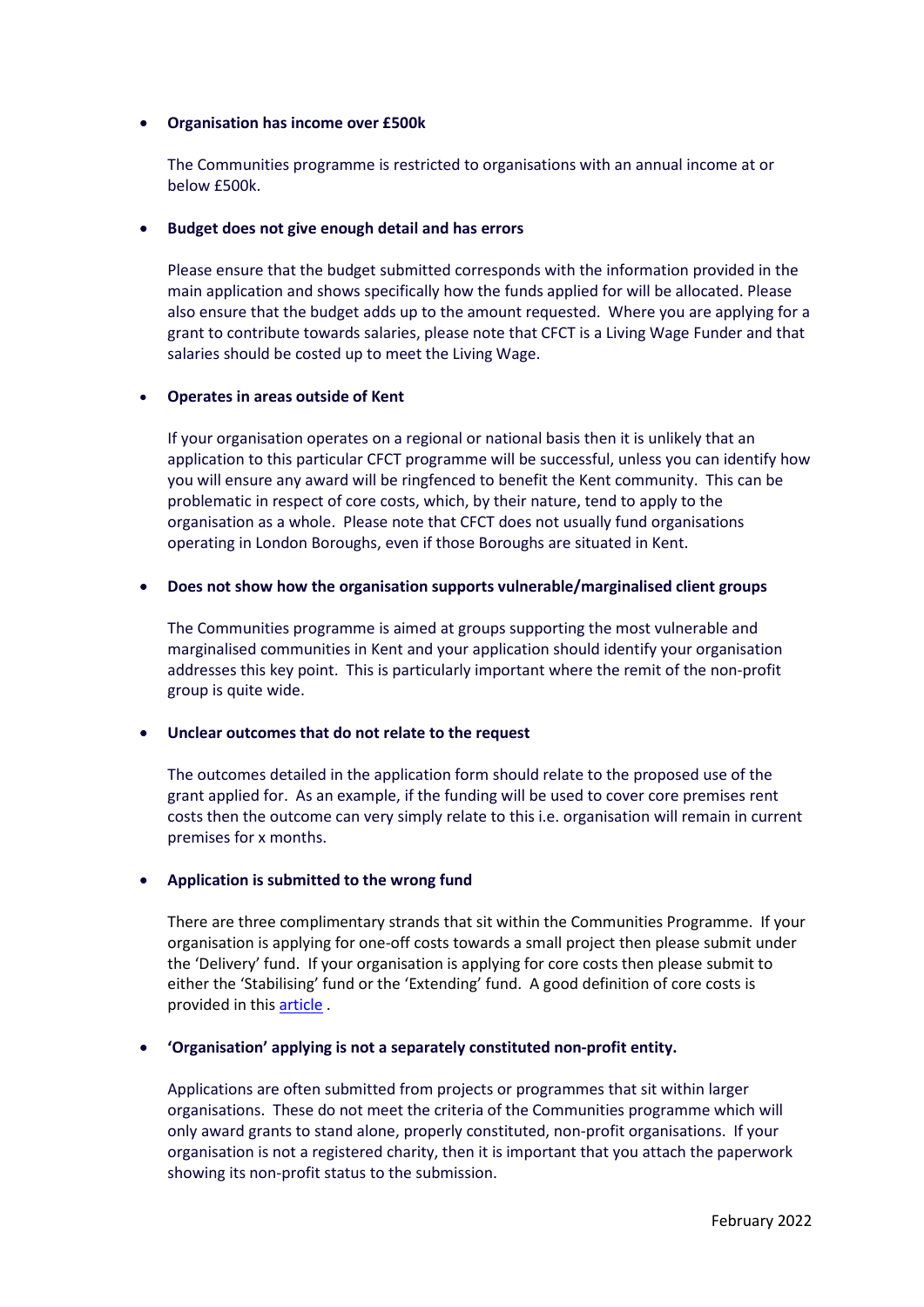- **Organisation has income over £500k**

  The Communities programme is restricted to organisations with an annual income at or below £500k.

- **Budget does not give enough detail and has errors**

  Please ensure that the budget submitted corresponds with the information provided in the main application and shows specifically how the funds applied for will be allocated. Please also ensure that the budget adds up to the amount requested. Where you are applying for a grant to contribute towards salaries, please note that CFCT is a Living Wage Funder and that salaries should be costed up to meet the Living Wage.

- **Operates in areas outside of Kent**

  If your organisation operates on a regional or national basis then it is unlikely that an application to this particular CFCT programme will be successful, unless you can identify how you will ensure any award will be ringfenced to benefit the Kent community. This can be problematic in respect of core costs, which, by their nature, tend to apply to the organisation as a whole. Please note that CFCT does not usually fund organisations operating in London Boroughs, even if those Boroughs are situated in Kent.

- **Does not show how the organisation supports vulnerable/marginalised client groups**

  The Communities programme is aimed at groups supporting the most vulnerable and marginalised communities in Kent and your application should identify your organisation addresses this key point. This is particularly important where the remit of the non-profit group is quite wide.

- **Unclear outcomes that do not relate to the request**

  The outcomes detailed in the application form should relate to the proposed use of the grant applied for. As an example, if the funding will be used to cover core premises rent costs then the outcome can very simply relate to this i.e. organisation will remain in current premises for x months.

- **Application is submitted to the wrong fund**

  There are three complimentary strands that sit within the Communities Programme. If your organisation is applying for one-off costs towards a small project then please submit under the 'Delivery' fund. If your organisation is applying for core costs then please submit to either the 'Stabilising' fund or the 'Extending' fund. A good definition of core costs is provided in this article .

- **'Organisation' applying is not a separately constituted non-profit entity.**

  Applications are often submitted from projects or programmes that sit within larger organisations. These do not meet the criteria of the Communities programme which will only award grants to stand alone, properly constituted, non-profit organisations. If your organisation is not a registered charity, then it is important that you attach the paperwork showing its non-profit status to the submission.

February 2022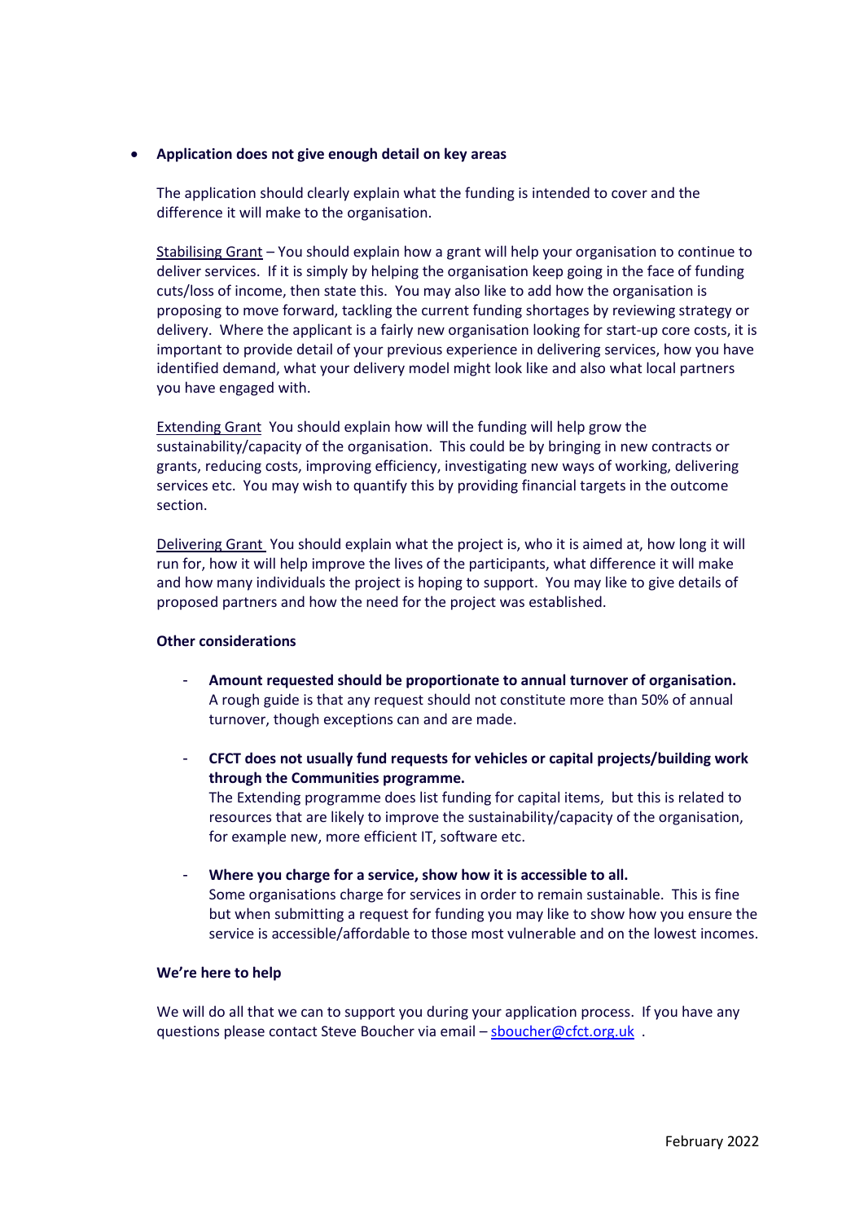- **Application does not give enough detail on key areas**

  The application should clearly explain what the funding is intended to cover and the difference it will make to the organisation.

  Stabilising Grant – You should explain how a grant will help your organisation to continue to deliver services. If it is simply by helping the organisation keep going in the face of funding cuts/loss of income, then state this. You may also like to add how the organisation is proposing to move forward, tackling the current funding shortages by reviewing strategy or delivery. Where the applicant is a fairly new organisation looking for start-up core costs, it is important to provide detail of your previous experience in delivering services, how you have identified demand, what your delivery model might look like and also what local partners you have engaged with.

  Extending Grant You should explain how will the funding will help grow the sustainability/capacity of the organisation. This could be by bringing in new contracts or grants, reducing costs, improving efficiency, investigating new ways of working, delivering services etc. You may wish to quantify this by providing financial targets in the outcome section.

  Delivering Grant You should explain what the project is, who it is aimed at, how long it will run for, how it will help improve the lives of the participants, what difference it will make and how many individuals the project is hoping to support. You may like to give details of proposed partners and how the need for the project was established.

**Other considerations**

- **Amount requested should be proportionate to annual turnover of organisation.**
  A rough guide is that any request should not constitute more than 50% of annual turnover, though exceptions can and are made.

- **CFCT does not usually fund requests for vehicles or capital projects/building work through the Communities programme.**
  The Extending programme does list funding for capital items, but this is related to resources that are likely to improve the sustainability/capacity of the organisation, for example new, more efficient IT, software etc.

- **Where you charge for a service, show how it is accessible to all.**
  Some organisations charge for services in order to remain sustainable. This is fine but when submitting a request for funding you may like to show how you ensure the service is accessible/affordable to those most vulnerable and on the lowest incomes.

**We're here to help**

We will do all that we can to support you during your application process. If you have any questions please contact Steve Boucher via email – sboucher@cfct.org.uk .

February 2022